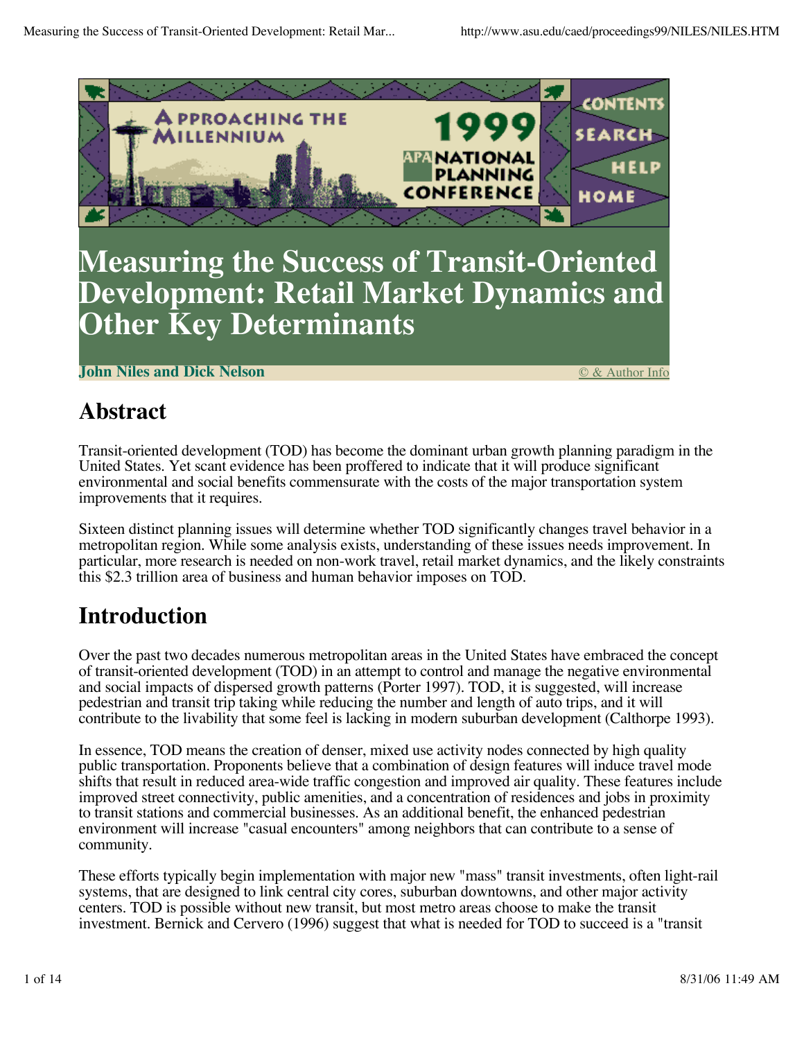# Measuring the Success of Transit-Oriented Development: Retail Market Dynamics and Other Key Determinants

**John Niles and Dick Nelson**

## Abstract

Transit-oriented development (TOD) has become the dominant urban growth planning paradigm in the United States. Yet scant evidence has been proffered to indicate that it will produce significant environmental and social benefits commensurate with the costs of the major transportation system improvements that it requires.

Sixteen distinct planning issues will determine whether TOD significantly changes travel behavior in a metropolitan region. While some analysis exists, understanding of these issues needs improvement. In particular, more research is needed on non-work travel, retail market dynamics, and the likely constraints this $2.3 trillion area of business and human behavior imposes on TOD.

## Introduction

Over the past two decades numerous metropolitan areas in the United States have embraced the concept of transit-oriented development (TOD) in an attempt to control and manage the negative environmental and social impacts of dispersed growth patterns (Porter 1997). TOD, it is suggested, will increase pedestrian and transit trip taking while reducing the number and length of auto trips, and it will contribute to the livability that some feel is lacking in modern suburban development (Calthorpe 1993).

In essence, TOD means the creation of denser, mixed use activity nodes connected by high quality public transportation. Proponents believe that a combination of design features will induce travel mode shifts that result in reduced area-wide traffic congestion and improved air quality. These features include improved street connectivity, public amenities, and a concentration of residences and jobs in proximity to transit stations and commercial businesses. As an additional benefit, the enhanced pedestrian environment will increase "casual encounters" among neighbors that can contribute to a sense of community.

These efforts typically begin implementation with major new "mass" transit investments, often light-rail systems, that are designed to link central city cores, suburban downtowns, and other major activity centers. TOD is possible without new transit, but most metro areas choose to make the transit investment. Bernick and Cervero (1996) suggest that what is needed for TOD to succeed is a "transit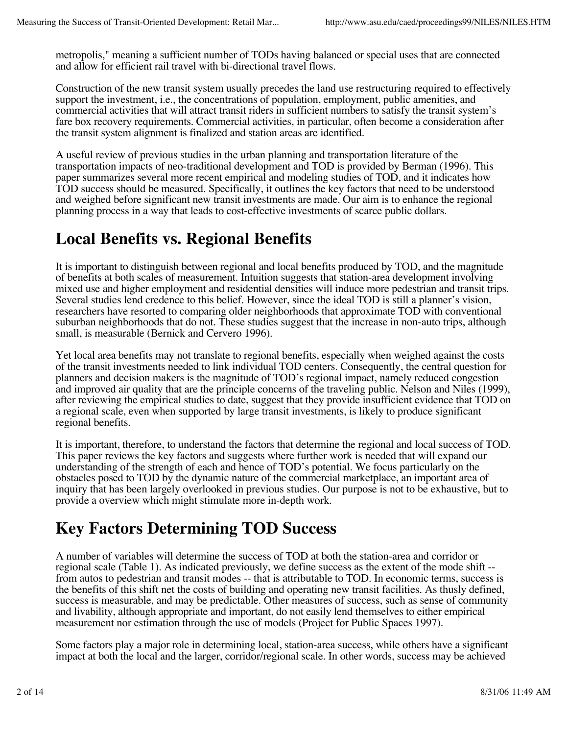metropolis," meaning a sufficient number of TODs having balanced or special uses that are connected and allow for efficient rail travel with bi-directional travel flows.

Construction of the new transit system usually precedes the land use restructuring required to effectively support the investment, i.e., the concentrations of population, employment, public amenities, and commercial activities that will attract transit riders in sufficient numbers to satisfy the transit system's fare box recovery requirements. Commercial activities, in particular, often become a consideration after the transit system alignment is finalized and station areas are identified.

A useful review of previous studies in the urban planning and transportation literature of the transportation impacts of neo-traditional development and TOD is provided by Berman (1996). This paper summarizes several more recent empirical and modeling studies of TOD, and it indicates how TOD success should be measured. Specifically, it outlines the key factors that need to be understood and weighed before significant new transit investments are made. Our aim is to enhance the regional planning process in a way that leads to cost-effective investments of scarce public dollars.

# Local Benefits vs. Regional Benefits

It is important to distinguish between regional and local benefits produced by TOD, and the magnitude of benefits at both scales of measurement. Intuition suggests that station-area development involving mixed use and higher employment and residential densities will induce more pedestrian and transit trips. Several studies lend credence to this belief. However, since the ideal TOD is still a planner's vision, researchers have resorted to comparing older neighborhoods that approximate TOD with conventional suburban neighborhoods that do not. These studies suggest that the increase in non-auto trips, although small, is measurable (Bernick and Cervero 1996).

Yet local area benefits may not translate to regional benefits, especially when weighed against the costs of the transit investments needed to link individual TOD centers. Consequently, the central question for planners and decision makers is the magnitude of TOD's regional impact, namely reduced congestion and improved air quality that are the principle concerns of the traveling public. Nelson and Niles (1999), after reviewing the empirical studies to date, suggest that they provide insufficient evidence that TOD on a regional scale, even when supported by large transit investments, is likely to produce significant regional benefits.

It is important, therefore, to understand the factors that determine the regional and local success of TOD. This paper reviews the key factors and suggests where further work is needed that will expand our understanding of the strength of each and hence of TOD's potential. We focus particularly on the obstacles posed to TOD by the dynamic nature of the commercial marketplace, an important area of inquiry that has been largely overlooked in previous studies. Our purpose is not to be exhaustive, but to provide a overview which might stimulate more in-depth work.

# Key Factors Determining TOD Success

A number of variables will determine the success of TOD at both the station-area and corridor or regional scale (Table 1). As indicated previously, we define success as the extent of the mode shift -- from autos to pedestrian and transit modes -- that is attributable to TOD. In economic terms, success is the benefits of this shift net the costs of building and operating new transit facilities. As thusly defined, success is measurable, and may be predictable. Other measures of success, such as sense of community and livability, although appropriate and important, do not easily lend themselves to either empirical measurement nor estimation through the use of models (Project for Public Spaces 1997).

Some factors play a major role in determining local, station-area success, while others have a significant impact at both the local and the larger, corridor/regional scale. In other words, success may be achieved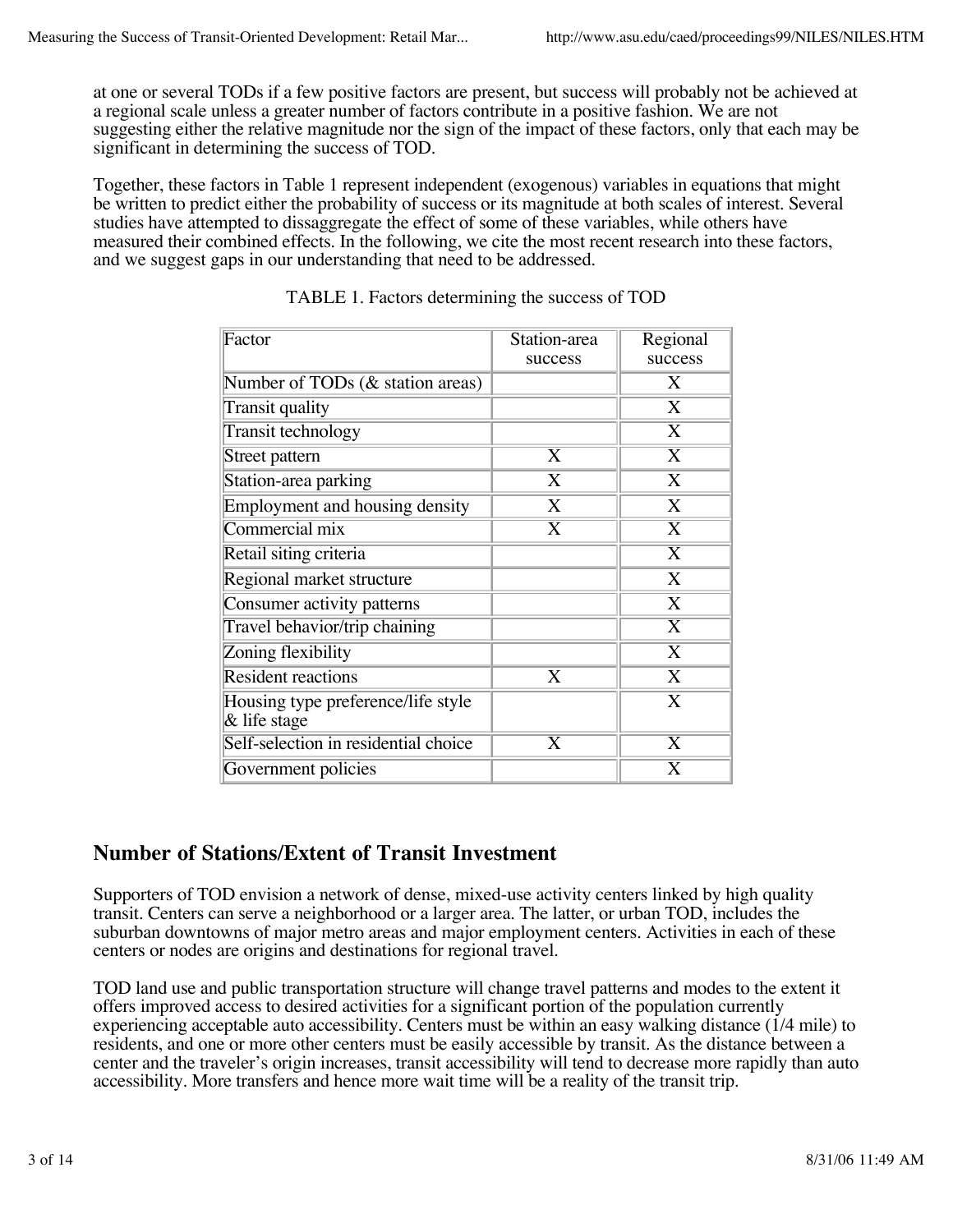at one or several TODs if a few positive factors are present, but success will probably not be achieved at a regional scale unless a greater number of factors contribute in a positive fashion. We are not suggesting either the relative magnitude nor the sign of the impact of these factors, only that each may be significant in determining the success of TOD.

Together, these factors in Table 1 represent independent (exogenous) variables in equations that might be written to predict either the probability of success or its magnitude at both scales of interest. Several studies have attempted to dissaggregate the effect of some of these variables, while others have measured their combined effects. In the following, we cite the most recent research into these factors, and we suggest gaps in our understanding that need to be addressed.

TABLE 1. Factors determining the success of TOD

| Factor | Station-area success | Regional success |
|---|---|---|
| Number of TODs (& station areas) | | X |
| Transit quality | | X |
| Transit technology | | X |
| Street pattern | X | X |
| Station-area parking | X | X |
| Employment and housing density | X | X |
| Commercial mix | X | X |
| Retail siting criteria | | X |
| Regional market structure | | X |
| Consumer activity patterns | | X |
| Travel behavior/trip chaining | | X |
| Zoning flexibility | | X |
| Resident reactions | X | X |
| Housing type preference/life style & life stage | | X |
| Self-selection in residential choice | X | X |
| Government policies | | X |

## Number of Stations/Extent of Transit Investment

Supporters of TOD envision a network of dense, mixed-use activity centers linked by high quality transit. Centers can serve a neighborhood or a larger area. The latter, or urban TOD, includes the suburban downtowns of major metro areas and major employment centers. Activities in each of these centers or nodes are origins and destinations for regional travel.

TOD land use and public transportation structure will change travel patterns and modes to the extent it offers improved access to desired activities for a significant portion of the population currently experiencing acceptable auto accessibility. Centers must be within an easy walking distance (1/4 mile) to residents, and one or more other centers must be easily accessible by transit. As the distance between a center and the traveler's origin increases, transit accessibility will tend to decrease more rapidly than auto accessibility. More transfers and hence more wait time will be a reality of the transit trip.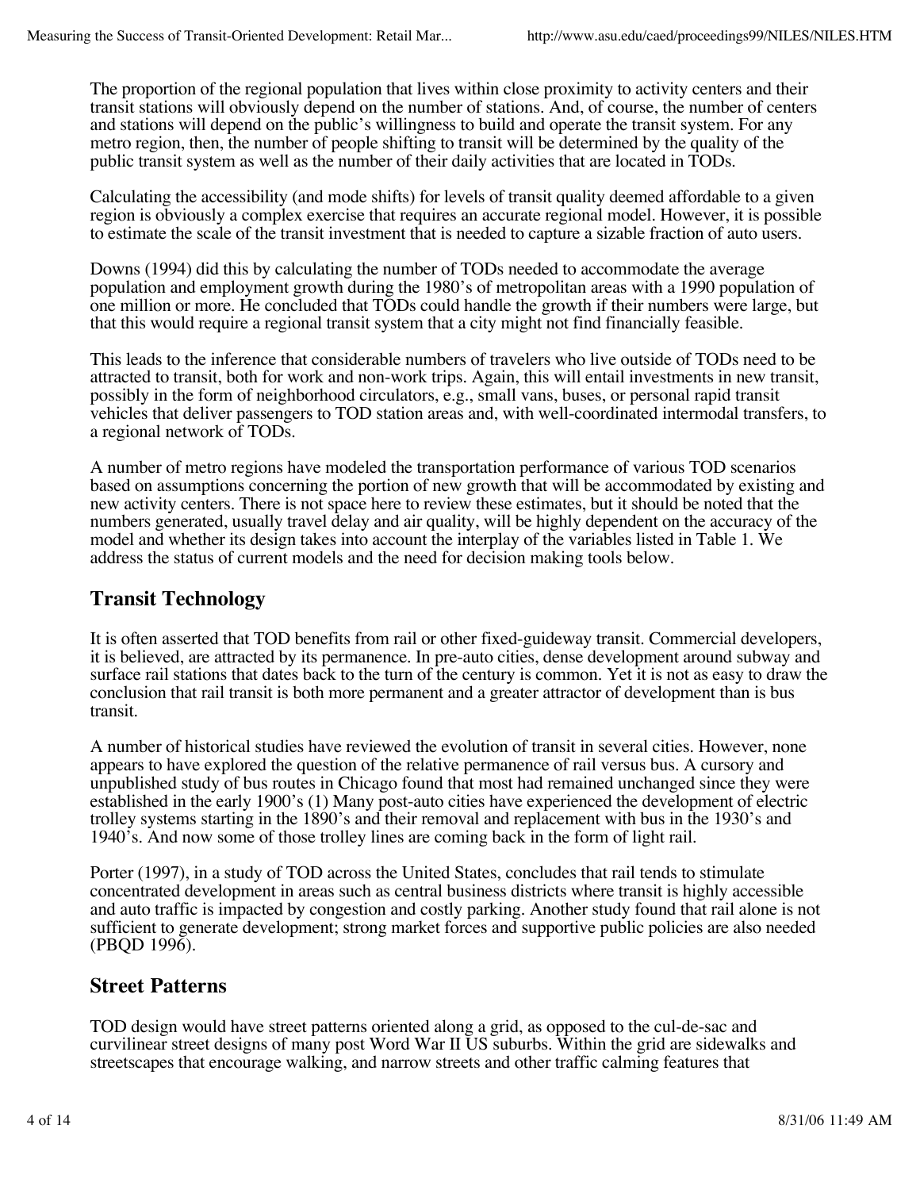The proportion of the regional population that lives within close proximity to activity centers and their transit stations will obviously depend on the number of stations. And, of course, the number of centers and stations will depend on the public's willingness to build and operate the transit system. For any metro region, then, the number of people shifting to transit will be determined by the quality of the public transit system as well as the number of their daily activities that are located in TODs.

Calculating the accessibility (and mode shifts) for levels of transit quality deemed affordable to a given region is obviously a complex exercise that requires an accurate regional model. However, it is possible to estimate the scale of the transit investment that is needed to capture a sizable fraction of auto users.

Downs (1994) did this by calculating the number of TODs needed to accommodate the average population and employment growth during the 1980's of metropolitan areas with a 1990 population of one million or more. He concluded that TODs could handle the growth if their numbers were large, but that this would require a regional transit system that a city might not find financially feasible.

This leads to the inference that considerable numbers of travelers who live outside of TODs need to be attracted to transit, both for work and non-work trips. Again, this will entail investments in new transit, possibly in the form of neighborhood circulators, e.g., small vans, buses, or personal rapid transit vehicles that deliver passengers to TOD station areas and, with well-coordinated intermodal transfers, to a regional network of TODs.

A number of metro regions have modeled the transportation performance of various TOD scenarios based on assumptions concerning the portion of new growth that will be accommodated by existing and new activity centers. There is not space here to review these estimates, but it should be noted that the numbers generated, usually travel delay and air quality, will be highly dependent on the accuracy of the model and whether its design takes into account the interplay of the variables listed in Table 1. We address the status of current models and the need for decision making tools below.

## Transit Technology

It is often asserted that TOD benefits from rail or other fixed-guideway transit. Commercial developers, it is believed, are attracted by its permanence. In pre-auto cities, dense development around subway and surface rail stations that dates back to the turn of the century is common. Yet it is not as easy to draw the conclusion that rail transit is both more permanent and a greater attractor of development than is bus transit.

A number of historical studies have reviewed the evolution of transit in several cities. However, none appears to have explored the question of the relative permanence of rail versus bus. A cursory and unpublished study of bus routes in Chicago found that most had remained unchanged since they were established in the early 1900's (1) Many post-auto cities have experienced the development of electric trolley systems starting in the 1890's and their removal and replacement with bus in the 1930's and 1940's. And now some of those trolley lines are coming back in the form of light rail.

Porter (1997), in a study of TOD across the United States, concludes that rail tends to stimulate concentrated development in areas such as central business districts where transit is highly accessible and auto traffic is impacted by congestion and costly parking. Another study found that rail alone is not sufficient to generate development; strong market forces and supportive public policies are also needed (PBQD 1996).

## Street Patterns

TOD design would have street patterns oriented along a grid, as opposed to the cul-de-sac and curvilinear street designs of many post Word War II US suburbs. Within the grid are sidewalks and streetscapes that encourage walking, and narrow streets and other traffic calming features that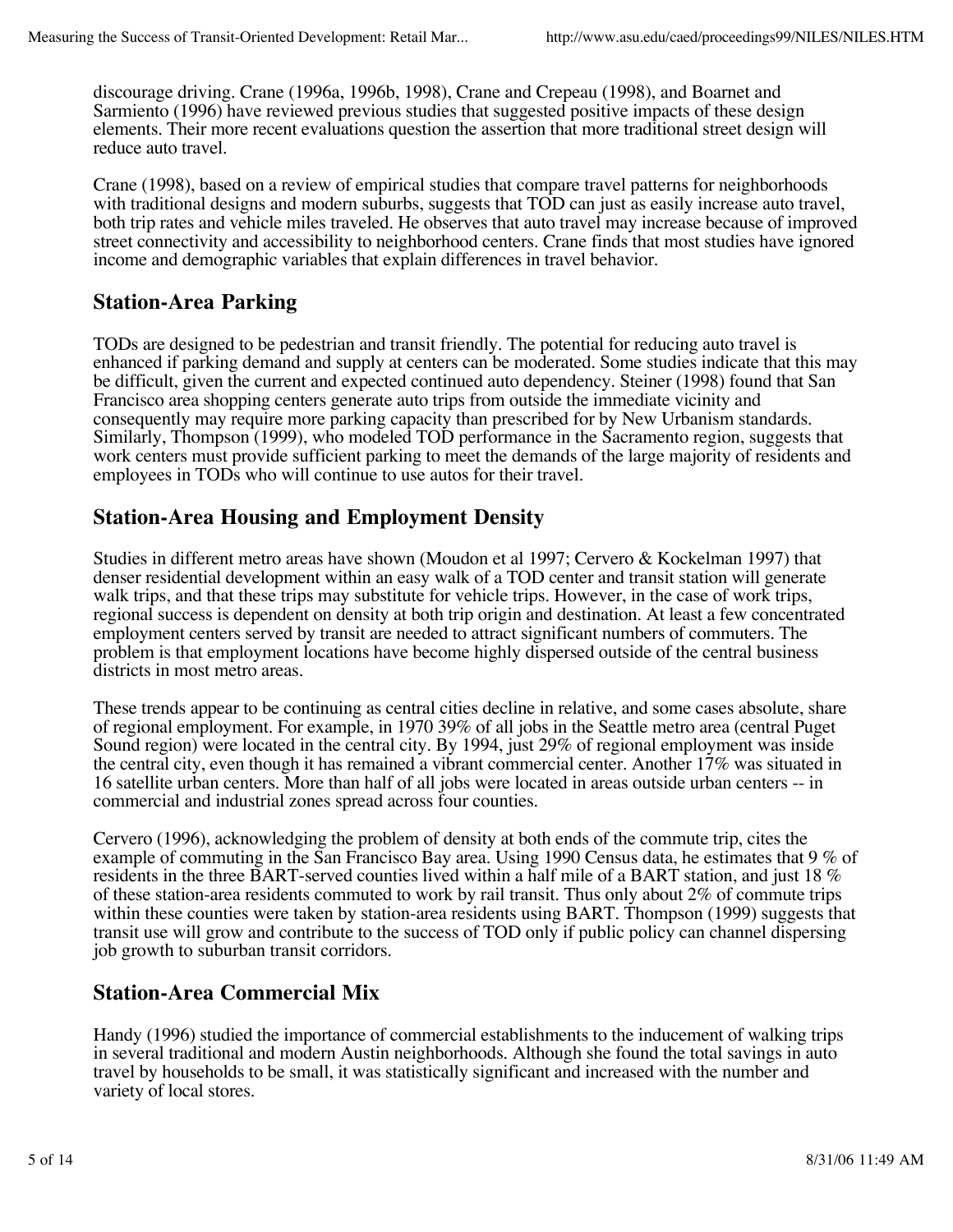discourage driving. Crane (1996a, 1996b, 1998), Crane and Crepeau (1998), and Boarnet and Sarmiento (1996) have reviewed previous studies that suggested positive impacts of these design elements. Their more recent evaluations question the assertion that more traditional street design will reduce auto travel.

Crane (1998), based on a review of empirical studies that compare travel patterns for neighborhoods with traditional designs and modern suburbs, suggests that TOD can just as easily increase auto travel, both trip rates and vehicle miles traveled. He observes that auto travel may increase because of improved street connectivity and accessibility to neighborhood centers. Crane finds that most studies have ignored income and demographic variables that explain differences in travel behavior.

## Station-Area Parking

TODs are designed to be pedestrian and transit friendly. The potential for reducing auto travel is enhanced if parking demand and supply at centers can be moderated. Some studies indicate that this may be difficult, given the current and expected continued auto dependency. Steiner (1998) found that San Francisco area shopping centers generate auto trips from outside the immediate vicinity and consequently may require more parking capacity than prescribed for by New Urbanism standards. Similarly, Thompson (1999), who modeled TOD performance in the Sacramento region, suggests that work centers must provide sufficient parking to meet the demands of the large majority of residents and employees in TODs who will continue to use autos for their travel.

## Station-Area Housing and Employment Density

Studies in different metro areas have shown (Moudon et al 1997; Cervero & Kockelman 1997) that denser residential development within an easy walk of a TOD center and transit station will generate walk trips, and that these trips may substitute for vehicle trips. However, in the case of work trips, regional success is dependent on density at both trip origin and destination. At least a few concentrated employment centers served by transit are needed to attract significant numbers of commuters. The problem is that employment locations have become highly dispersed outside of the central business districts in most metro areas.

These trends appear to be continuing as central cities decline in relative, and some cases absolute, share of regional employment. For example, in 1970 39% of all jobs in the Seattle metro area (central Puget Sound region) were located in the central city. By 1994, just 29% of regional employment was inside the central city, even though it has remained a vibrant commercial center. Another 17% was situated in 16 satellite urban centers. More than half of all jobs were located in areas outside urban centers -- in commercial and industrial zones spread across four counties.

Cervero (1996), acknowledging the problem of density at both ends of the commute trip, cites the example of commuting in the San Francisco Bay area. Using 1990 Census data, he estimates that 9 % of residents in the three BART-served counties lived within a half mile of a BART station, and just 18 % of these station-area residents commuted to work by rail transit. Thus only about 2% of commute trips within these counties were taken by station-area residents using BART. Thompson (1999) suggests that transit use will grow and contribute to the success of TOD only if public policy can channel dispersing job growth to suburban transit corridors.

## Station-Area Commercial Mix

Handy (1996) studied the importance of commercial establishments to the inducement of walking trips in several traditional and modern Austin neighborhoods. Although she found the total savings in auto travel by households to be small, it was statistically significant and increased with the number and variety of local stores.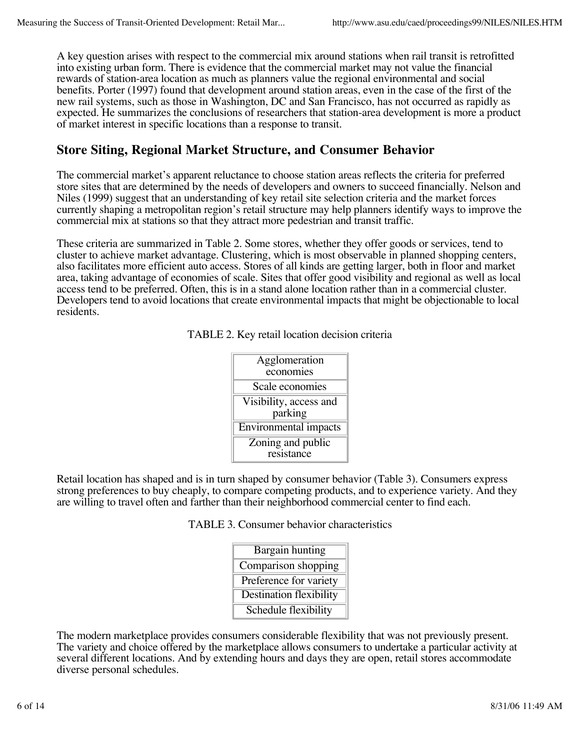A key question arises with respect to the commercial mix around stations when rail transit is retrofitted into existing urban form. There is evidence that the commercial market may not value the financial rewards of station-area location as much as planners value the regional environmental and social benefits. Porter (1997) found that development around station areas, even in the case of the first of the new rail systems, such as those in Washington, DC and San Francisco, has not occurred as rapidly as expected. He summarizes the conclusions of researchers that station-area development is more a product of market interest in specific locations than a response to transit.

## Store Siting, Regional Market Structure, and Consumer Behavior

The commercial market's apparent reluctance to choose station areas reflects the criteria for preferred store sites that are determined by the needs of developers and owners to succeed financially. Nelson and Niles (1999) suggest that an understanding of key retail site selection criteria and the market forces currently shaping a metropolitan region's retail structure may help planners identify ways to improve the commercial mix at stations so that they attract more pedestrian and transit traffic.

These criteria are summarized in Table 2. Some stores, whether they offer goods or services, tend to cluster to achieve market advantage. Clustering, which is most observable in planned shopping centers, also facilitates more efficient auto access. Stores of all kinds are getting larger, both in floor and market area, taking advantage of economies of scale. Sites that offer good visibility and regional as well as local access tend to be preferred. Often, this is in a stand alone location rather than in a commercial cluster. Developers tend to avoid locations that create environmental impacts that might be objectionable to local residents.

TABLE 2. Key retail location decision criteria

| Key retail location decision criteria |
|---|
| Agglomeration economies |
| Scale economies |
| Visibility, access and parking |
| Environmental impacts |
| Zoning and public resistance |

Retail location has shaped and is in turn shaped by consumer behavior (Table 3). Consumers express strong preferences to buy cheaply, to compare competing products, and to experience variety. And they are willing to travel often and farther than their neighborhood commercial center to find each.

TABLE 3. Consumer behavior characteristics

| Consumer behavior characteristics |
|---|
| Bargain hunting |
| Comparison shopping |
| Preference for variety |
| Destination flexibility |
| Schedule flexibility |

The modern marketplace provides consumers considerable flexibility that was not previously present. The variety and choice offered by the marketplace allows consumers to undertake a particular activity at several different locations. And by extending hours and days they are open, retail stores accommodate diverse personal schedules.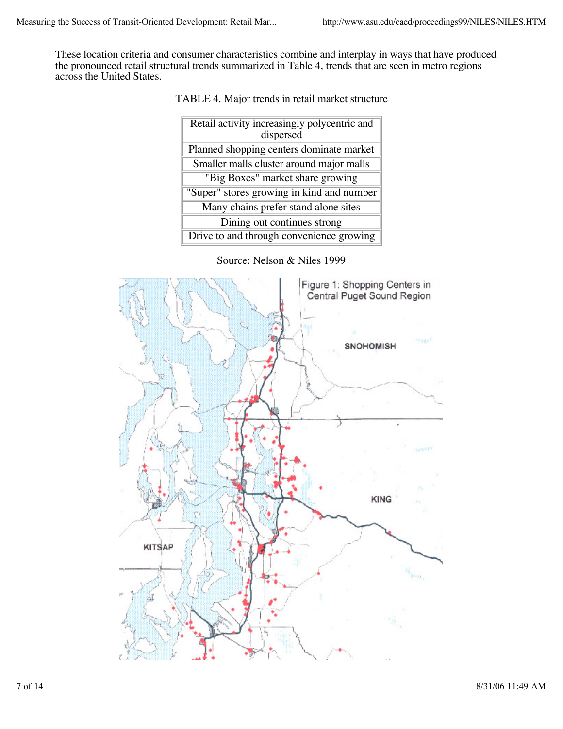These location criteria and consumer characteristics combine and interplay in ways that have produced the pronounced retail structural trends summarized in Table 4, trends that are seen in metro regions across the United States.

TABLE 4. Major trends in retail market structure

| Retail activity increasingly polycentric and dispersed |
|---|
| Planned shopping centers dominate market |
| Smaller malls cluster around major malls |
| "Big Boxes" market share growing |
| "Super" stores growing in kind and number |
| Many chains prefer stand alone sites |
| Dining out continues strong |
| Drive to and through convenience growing |

Source: Nelson & Niles 1999

Figure 1: Shopping Centers in Central Puget Sound Region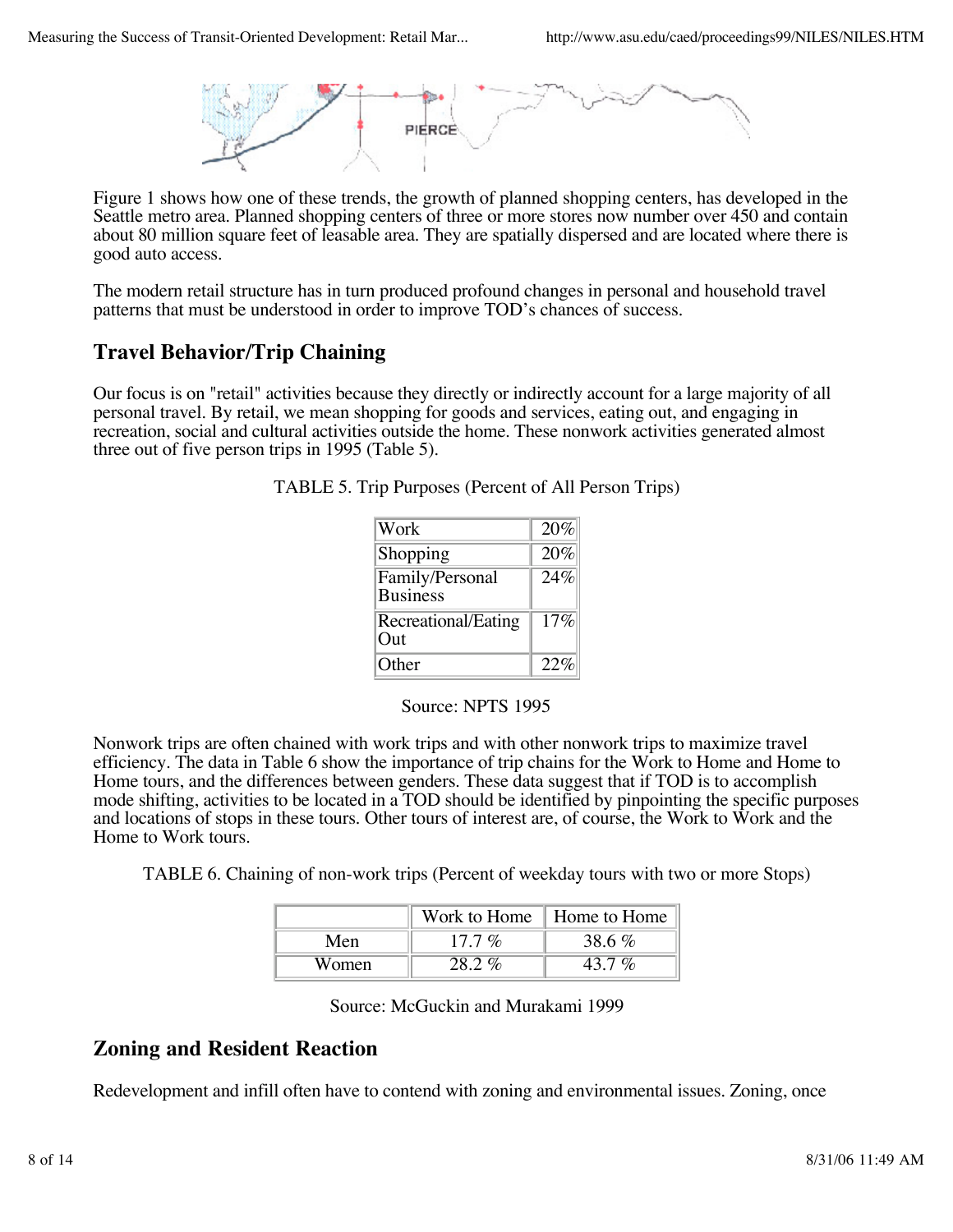Figure 1 shows how one of these trends, the growth of planned shopping centers, has developed in the Seattle metro area. Planned shopping centers of three or more stores now number over 450 and contain about 80 million square feet of leasable area. They are spatially dispersed and are located where there is good auto access.

The modern retail structure has in turn produced profound changes in personal and household travel patterns that must be understood in order to improve TOD's chances of success.

## Travel Behavior/Trip Chaining

Our focus is on "retail" activities because they directly or indirectly account for a large majority of all personal travel. By retail, we mean shopping for goods and services, eating out, and engaging in recreation, social and cultural activities outside the home. These nonwork activities generated almost three out of five person trips in 1995 (Table 5).

TABLE 5. Trip Purposes (Percent of All Person Trips)

| Purpose | Percent |
|---|---|
| Work | 20% |
| Shopping | 20% |
| Family/Personal Business | 24% |
| Recreational/Eating Out | 17% |
| Other | 22% |

Source: NPTS 1995

Nonwork trips are often chained with work trips and with other nonwork trips to maximize travel efficiency. The data in Table 6 show the importance of trip chains for the Work to Home and Home to Home tours, and the differences between genders. These data suggest that if TOD is to accomplish mode shifting, activities to be located in a TOD should be identified by pinpointing the specific purposes and locations of stops in these tours. Other tours of interest are, of course, the Work to Work and the Home to Work tours.

TABLE 6. Chaining of non-work trips (Percent of weekday tours with two or more Stops)

| | Work to Home | Home to Home |
|---|---|---|
| Men | 17.7 % | 38.6 % |
| Women | 28.2 % | 43.7 % |

Source: McGuckin and Murakami 1999

## Zoning and Resident Reaction

Redevelopment and infill often have to contend with zoning and environmental issues. Zoning, once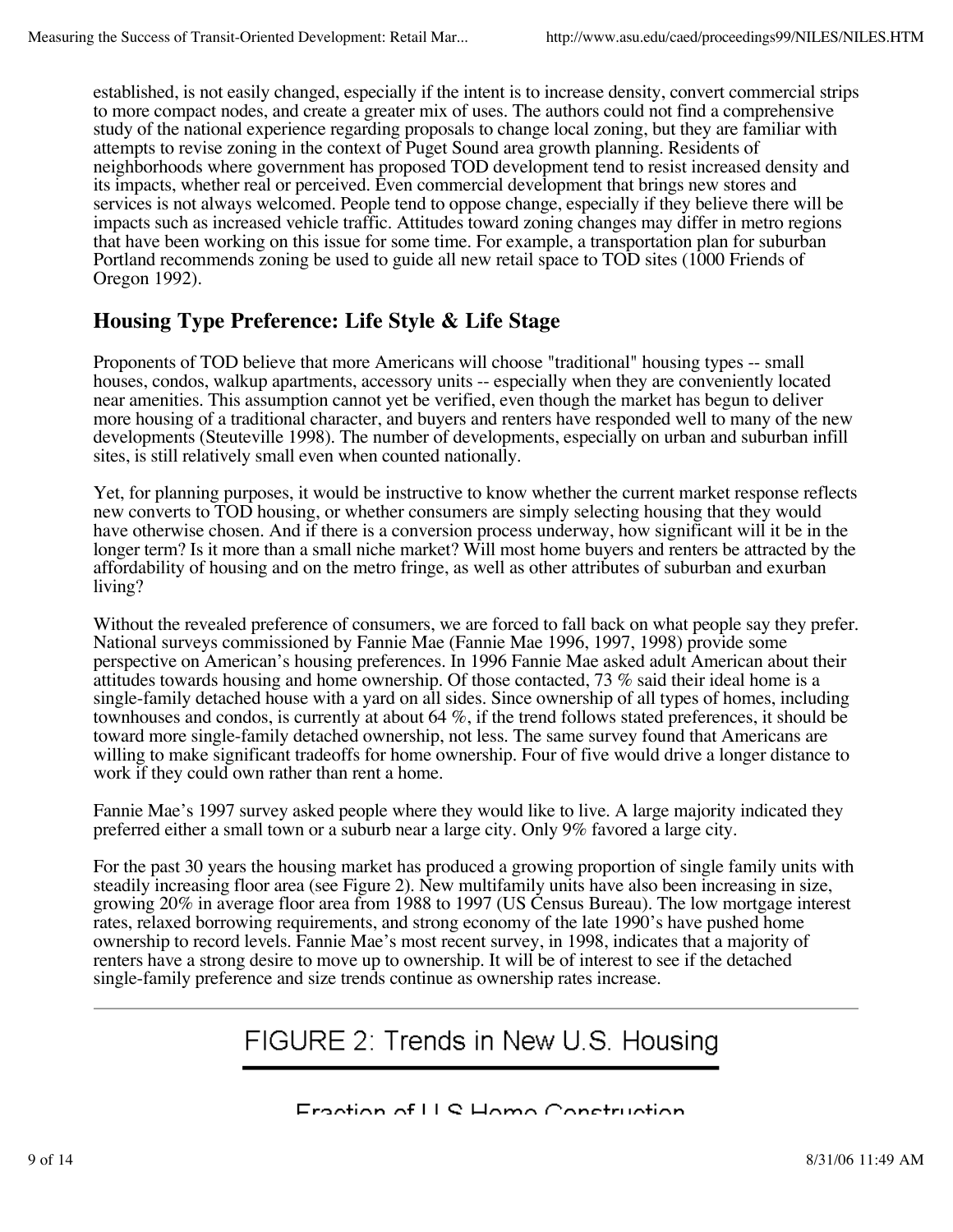established, is not easily changed, especially if the intent is to increase density, convert commercial strips to more compact nodes, and create a greater mix of uses. The authors could not find a comprehensive study of the national experience regarding proposals to change local zoning, but they are familiar with attempts to revise zoning in the context of Puget Sound area growth planning. Residents of neighborhoods where government has proposed TOD development tend to resist increased density and its impacts, whether real or perceived. Even commercial development that brings new stores and services is not always welcomed. People tend to oppose change, especially if they believe there will be impacts such as increased vehicle traffic. Attitudes toward zoning changes may differ in metro regions that have been working on this issue for some time. For example, a transportation plan for suburban Portland recommends zoning be used to guide all new retail space to TOD sites (1000 Friends of Oregon 1992).

## Housing Type Preference: Life Style & Life Stage

Proponents of TOD believe that more Americans will choose "traditional" housing types -- small houses, condos, walkup apartments, accessory units -- especially when they are conveniently located near amenities. This assumption cannot yet be verified, even though the market has begun to deliver more housing of a traditional character, and buyers and renters have responded well to many of the new developments (Steuteville 1998). The number of developments, especially on urban and suburban infill sites, is still relatively small even when counted nationally.

Yet, for planning purposes, it would be instructive to know whether the current market response reflects new converts to TOD housing, or whether consumers are simply selecting housing that they would have otherwise chosen. And if there is a conversion process underway, how significant will it be in the longer term? Is it more than a small niche market? Will most home buyers and renters be attracted by the affordability of housing and on the metro fringe, as well as other attributes of suburban and exurban living?

Without the revealed preference of consumers, we are forced to fall back on what people say they prefer. National surveys commissioned by Fannie Mae (Fannie Mae 1996, 1997, 1998) provide some perspective on American's housing preferences. In 1996 Fannie Mae asked adult American about their attitudes towards housing and home ownership. Of those contacted, 73 % said their ideal home is a single-family detached house with a yard on all sides. Since ownership of all types of homes, including townhouses and condos, is currently at about 64 %, if the trend follows stated preferences, it should be toward more single-family detached ownership, not less. The same survey found that Americans are willing to make significant tradeoffs for home ownership. Four of five would drive a longer distance to work if they could own rather than rent a home.

Fannie Mae's 1997 survey asked people where they would like to live. A large majority indicated they preferred either a small town or a suburb near a large city. Only 9% favored a large city.

For the past 30 years the housing market has produced a growing proportion of single family units with steadily increasing floor area (see Figure 2). New multifamily units have also been increasing in size, growing 20% in average floor area from 1988 to 1997 (US Census Bureau). The low mortgage interest rates, relaxed borrowing requirements, and strong economy of the late 1990's have pushed home ownership to record levels. Fannie Mae's most recent survey, in 1998, indicates that a majority of renters have a strong desire to move up to ownership. It will be of interest to see if the detached single-family preference and size trends continue as ownership rates increase.

FIGURE 2: Trends in New U.S. Housing

Fraction of U.S Home Construction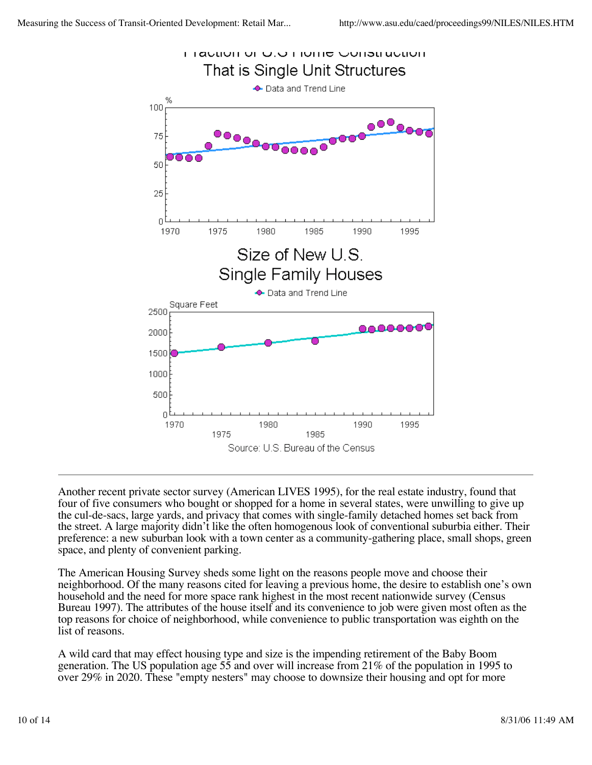Fraction of U.S Home Construction That is Single Unit Structures

Size of New U.S. Single Family Houses

Source: U.S. Bureau of the Census

---

Another recent private sector survey (American LIVES 1995), for the real estate industry, found that four of five consumers who bought or shopped for a home in several states, were unwilling to give up the cul-de-sacs, large yards, and privacy that comes with single-family detached homes set back from the street. A large majority didn't like the often homogenous look of conventional suburbia either. Their preference: a new suburban look with a town center as a community-gathering place, small shops, green space, and plenty of convenient parking.

The American Housing Survey sheds some light on the reasons people move and choose their neighborhood. Of the many reasons cited for leaving a previous home, the desire to establish one's own household and the need for more space rank highest in the most recent nationwide survey (Census Bureau 1997). The attributes of the house itself and its convenience to job were given most often as the top reasons for choice of neighborhood, while convenience to public transportation was eighth on the list of reasons.

A wild card that may effect housing type and size is the impending retirement of the Baby Boom generation. The US population age 55 and over will increase from 21% of the population in 1995 to over 29% in 2020. These "empty nesters" may choose to downsize their housing and opt for more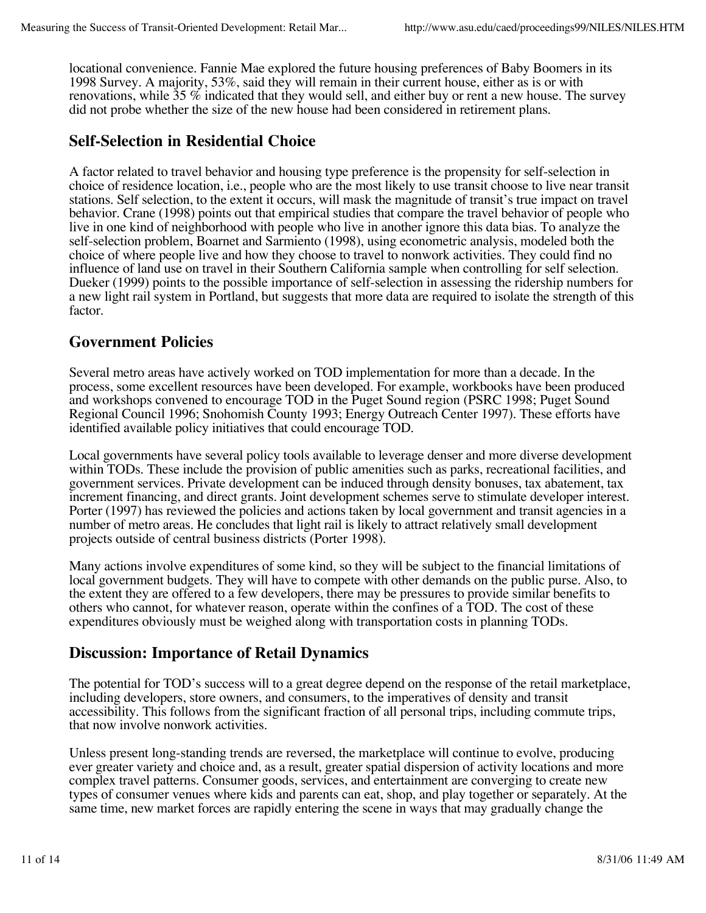locational convenience. Fannie Mae explored the future housing preferences of Baby Boomers in its 1998 Survey. A majority, 53%, said they will remain in their current house, either as is or with renovations, while 35 % indicated that they would sell, and either buy or rent a new house. The survey did not probe whether the size of the new house had been considered in retirement plans.

## Self-Selection in Residential Choice

A factor related to travel behavior and housing type preference is the propensity for self-selection in choice of residence location, i.e., people who are the most likely to use transit choose to live near transit stations. Self selection, to the extent it occurs, will mask the magnitude of transit's true impact on travel behavior. Crane (1998) points out that empirical studies that compare the travel behavior of people who live in one kind of neighborhood with people who live in another ignore this data bias. To analyze the self-selection problem, Boarnet and Sarmiento (1998), using econometric analysis, modeled both the choice of where people live and how they choose to travel to nonwork activities. They could find no influence of land use on travel in their Southern California sample when controlling for self selection. Dueker (1999) points to the possible importance of self-selection in assessing the ridership numbers for a new light rail system in Portland, but suggests that more data are required to isolate the strength of this factor.

## Government Policies

Several metro areas have actively worked on TOD implementation for more than a decade. In the process, some excellent resources have been developed. For example, workbooks have been produced and workshops convened to encourage TOD in the Puget Sound region (PSRC 1998; Puget Sound Regional Council 1996; Snohomish County 1993; Energy Outreach Center 1997). These efforts have identified available policy initiatives that could encourage TOD.

Local governments have several policy tools available to leverage denser and more diverse development within TODs. These include the provision of public amenities such as parks, recreational facilities, and government services. Private development can be induced through density bonuses, tax abatement, tax increment financing, and direct grants. Joint development schemes serve to stimulate developer interest. Porter (1997) has reviewed the policies and actions taken by local government and transit agencies in a number of metro areas. He concludes that light rail is likely to attract relatively small development projects outside of central business districts (Porter 1998).

Many actions involve expenditures of some kind, so they will be subject to the financial limitations of local government budgets. They will have to compete with other demands on the public purse. Also, to the extent they are offered to a few developers, there may be pressures to provide similar benefits to others who cannot, for whatever reason, operate within the confines of a TOD. The cost of these expenditures obviously must be weighed along with transportation costs in planning TODs.

## Discussion: Importance of Retail Dynamics

The potential for TOD's success will to a great degree depend on the response of the retail marketplace, including developers, store owners, and consumers, to the imperatives of density and transit accessibility. This follows from the significant fraction of all personal trips, including commute trips, that now involve nonwork activities.

Unless present long-standing trends are reversed, the marketplace will continue to evolve, producing ever greater variety and choice and, as a result, greater spatial dispersion of activity locations and more complex travel patterns. Consumer goods, services, and entertainment are converging to create new types of consumer venues where kids and parents can eat, shop, and play together or separately. At the same time, new market forces are rapidly entering the scene in ways that may gradually change the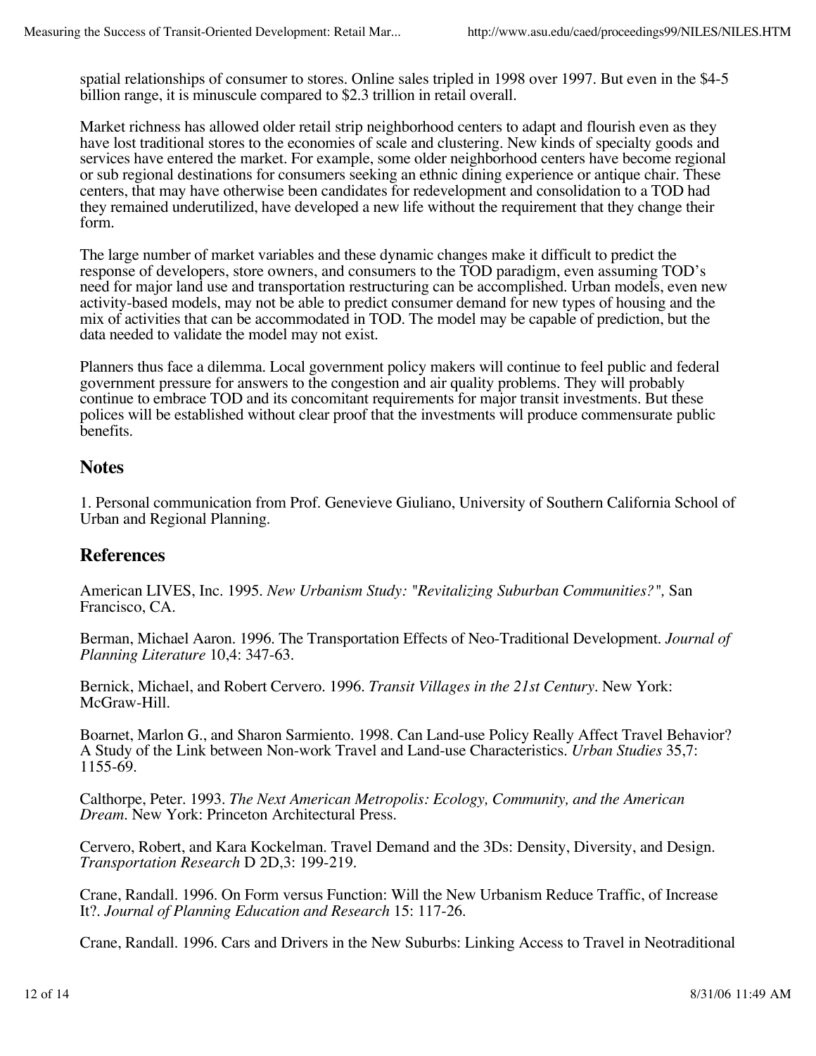spatial relationships of consumer to stores. Online sales tripled in 1998 over 1997. But even in the $4-5 billion range, it is minuscule compared to $2.3 trillion in retail overall.

Market richness has allowed older retail strip neighborhood centers to adapt and flourish even as they have lost traditional stores to the economies of scale and clustering. New kinds of specialty goods and services have entered the market. For example, some older neighborhood centers have become regional or sub regional destinations for consumers seeking an ethnic dining experience or antique chair. These centers, that may have otherwise been candidates for redevelopment and consolidation to a TOD had they remained underutilized, have developed a new life without the requirement that they change their form.

The large number of market variables and these dynamic changes make it difficult to predict the response of developers, store owners, and consumers to the TOD paradigm, even assuming TOD's need for major land use and transportation restructuring can be accomplished. Urban models, even new activity-based models, may not be able to predict consumer demand for new types of housing and the mix of activities that can be accommodated in TOD. The model may be capable of prediction, but the data needed to validate the model may not exist.

Planners thus face a dilemma. Local government policy makers will continue to feel public and federal government pressure for answers to the congestion and air quality problems. They will probably continue to embrace TOD and its concomitant requirements for major transit investments. But these polices will be established without clear proof that the investments will produce commensurate public benefits.

## Notes

1. Personal communication from Prof. Genevieve Giuliano, University of Southern California School of Urban and Regional Planning.

## References

American LIVES, Inc. 1995. *New Urbanism Study: "Revitalizing Suburban Communities?",* San Francisco, CA.

Berman, Michael Aaron. 1996. The Transportation Effects of Neo-Traditional Development. *Journal of Planning Literature* 10,4: 347-63.

Bernick, Michael, and Robert Cervero. 1996. *Transit Villages in the 21st Century*. New York: McGraw-Hill.

Boarnet, Marlon G., and Sharon Sarmiento. 1998. Can Land-use Policy Really Affect Travel Behavior? A Study of the Link between Non-work Travel and Land-use Characteristics. *Urban Studies* 35,7: 1155-69.

Calthorpe, Peter. 1993. *The Next American Metropolis: Ecology, Community, and the American Dream*. New York: Princeton Architectural Press.

Cervero, Robert, and Kara Kockelman. Travel Demand and the 3Ds: Density, Diversity, and Design. *Transportation Research* D 2D,3: 199-219.

Crane, Randall. 1996. On Form versus Function: Will the New Urbanism Reduce Traffic, of Increase It?. *Journal of Planning Education and Research* 15: 117-26.

Crane, Randall. 1996. Cars and Drivers in the New Suburbs: Linking Access to Travel in Neotraditional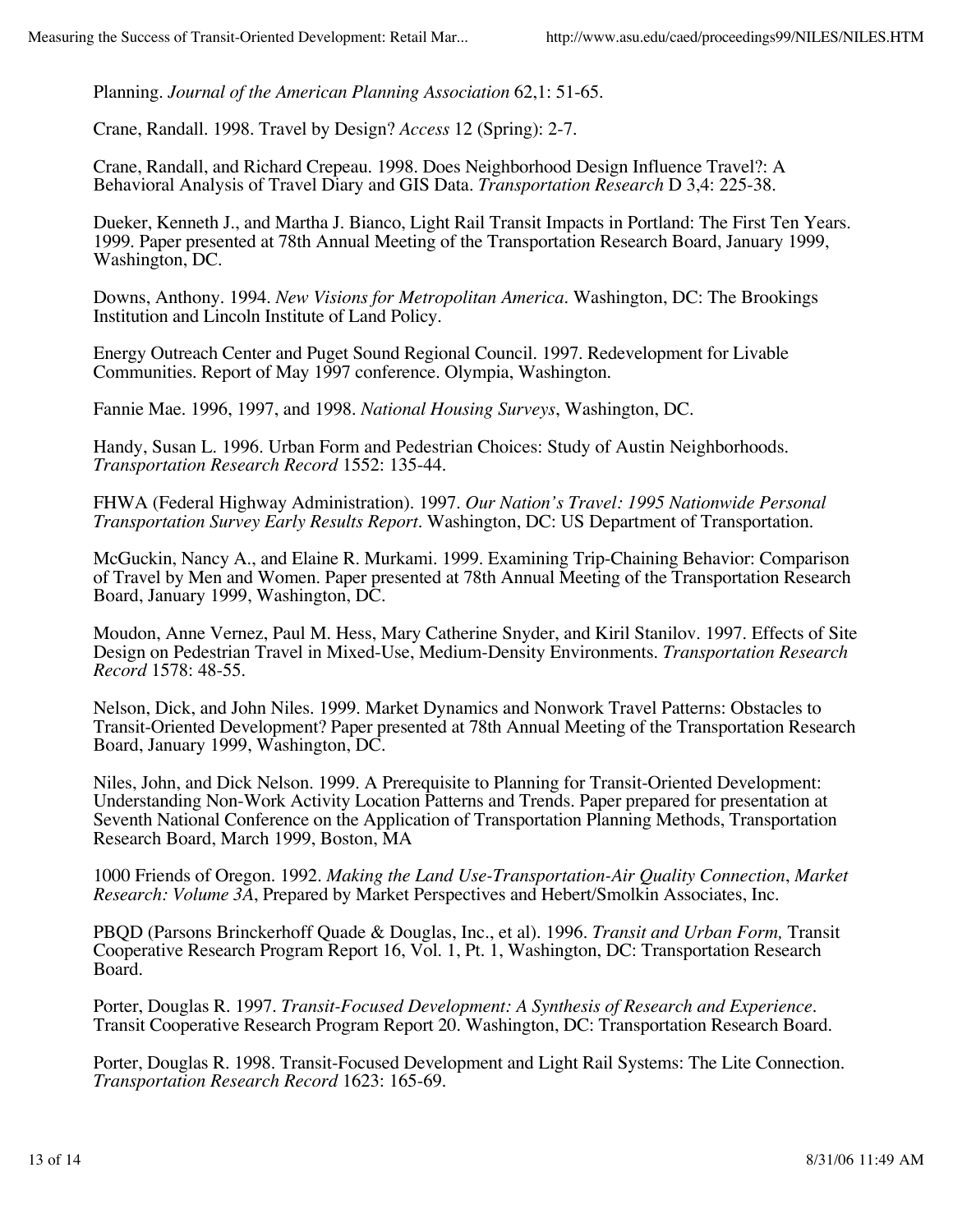Planning. *Journal of the American Planning Association* 62,1: 51-65.

Crane, Randall. 1998. Travel by Design? *Access* 12 (Spring): 2-7.

Crane, Randall, and Richard Crepeau. 1998. Does Neighborhood Design Influence Travel?: A Behavioral Analysis of Travel Diary and GIS Data. *Transportation Research* D 3,4: 225-38.

Dueker, Kenneth J., and Martha J. Bianco, Light Rail Transit Impacts in Portland: The First Ten Years. 1999. Paper presented at 78th Annual Meeting of the Transportation Research Board, January 1999, Washington, DC.

Downs, Anthony. 1994. *New Visions for Metropolitan America*. Washington, DC: The Brookings Institution and Lincoln Institute of Land Policy.

Energy Outreach Center and Puget Sound Regional Council. 1997. Redevelopment for Livable Communities. Report of May 1997 conference. Olympia, Washington.

Fannie Mae. 1996, 1997, and 1998. *National Housing Surveys*, Washington, DC.

Handy, Susan L. 1996. Urban Form and Pedestrian Choices: Study of Austin Neighborhoods. *Transportation Research Record* 1552: 135-44.

FHWA (Federal Highway Administration). 1997. *Our Nation's Travel: 1995 Nationwide Personal Transportation Survey Early Results Report*. Washington, DC: US Department of Transportation.

McGuckin, Nancy A., and Elaine R. Murkami. 1999. Examining Trip-Chaining Behavior: Comparison of Travel by Men and Women. Paper presented at 78th Annual Meeting of the Transportation Research Board, January 1999, Washington, DC.

Moudon, Anne Vernez, Paul M. Hess, Mary Catherine Snyder, and Kiril Stanilov. 1997. Effects of Site Design on Pedestrian Travel in Mixed-Use, Medium-Density Environments. *Transportation Research Record* 1578: 48-55.

Nelson, Dick, and John Niles. 1999. Market Dynamics and Nonwork Travel Patterns: Obstacles to Transit-Oriented Development? Paper presented at 78th Annual Meeting of the Transportation Research Board, January 1999, Washington, DC.

Niles, John, and Dick Nelson. 1999. A Prerequisite to Planning for Transit-Oriented Development: Understanding Non-Work Activity Location Patterns and Trends. Paper prepared for presentation at Seventh National Conference on the Application of Transportation Planning Methods, Transportation Research Board, March 1999, Boston, MA

1000 Friends of Oregon. 1992. *Making the Land Use-Transportation-Air Quality Connection*, *Market Research: Volume 3A*, Prepared by Market Perspectives and Hebert/Smolkin Associates, Inc.

PBQD (Parsons Brinckerhoff Quade & Douglas, Inc., et al). 1996. *Transit and Urban Form,* Transit Cooperative Research Program Report 16, Vol. 1, Pt. 1, Washington, DC: Transportation Research Board.

Porter, Douglas R. 1997. *Transit-Focused Development: A Synthesis of Research and Experience*. Transit Cooperative Research Program Report 20. Washington, DC: Transportation Research Board.

Porter, Douglas R. 1998. Transit-Focused Development and Light Rail Systems: The Lite Connection. *Transportation Research Record* 1623: 165-69.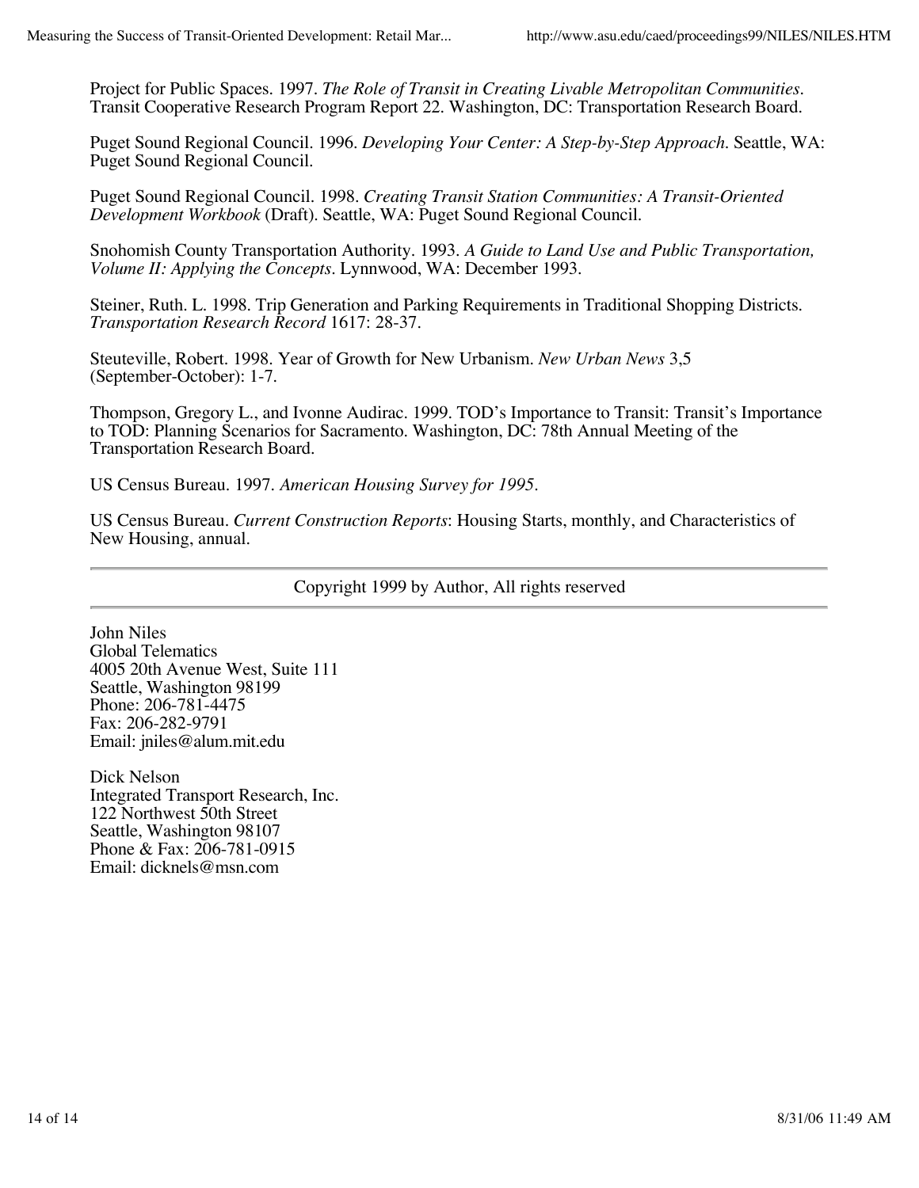Project for Public Spaces. 1997. *The Role of Transit in Creating Livable Metropolitan Communities*. Transit Cooperative Research Program Report 22. Washington, DC: Transportation Research Board.

Puget Sound Regional Council. 1996. *Developing Your Center: A Step-by-Step Approach*. Seattle, WA: Puget Sound Regional Council.

Puget Sound Regional Council. 1998. *Creating Transit Station Communities: A Transit-Oriented Development Workbook* (Draft). Seattle, WA: Puget Sound Regional Council.

Snohomish County Transportation Authority. 1993. *A Guide to Land Use and Public Transportation, Volume II: Applying the Concepts*. Lynnwood, WA: December 1993.

Steiner, Ruth. L. 1998. Trip Generation and Parking Requirements in Traditional Shopping Districts. *Transportation Research Record* 1617: 28-37.

Steuteville, Robert. 1998. Year of Growth for New Urbanism. *New Urban News* 3,5 (September-October): 1-7.

Thompson, Gregory L., and Ivonne Audirac. 1999. TOD's Importance to Transit: Transit's Importance to TOD: Planning Scenarios for Sacramento. Washington, DC: 78th Annual Meeting of the Transportation Research Board.

US Census Bureau. 1997. *American Housing Survey for 1995*.

US Census Bureau. *Current Construction Reports*: Housing Starts, monthly, and Characteristics of New Housing, annual.

---

Copyright 1999 by Author, All rights reserved

---

John Niles
Global Telematics
4005 20th Avenue West, Suite 111
Seattle, Washington 98199
Phone: 206-781-4475
Fax: 206-282-9791
Email: jniles@alum.mit.edu

Dick Nelson
Integrated Transport Research, Inc.
122 Northwest 50th Street
Seattle, Washington 98107
Phone & Fax: 206-781-0915
Email: dicknels@msn.com